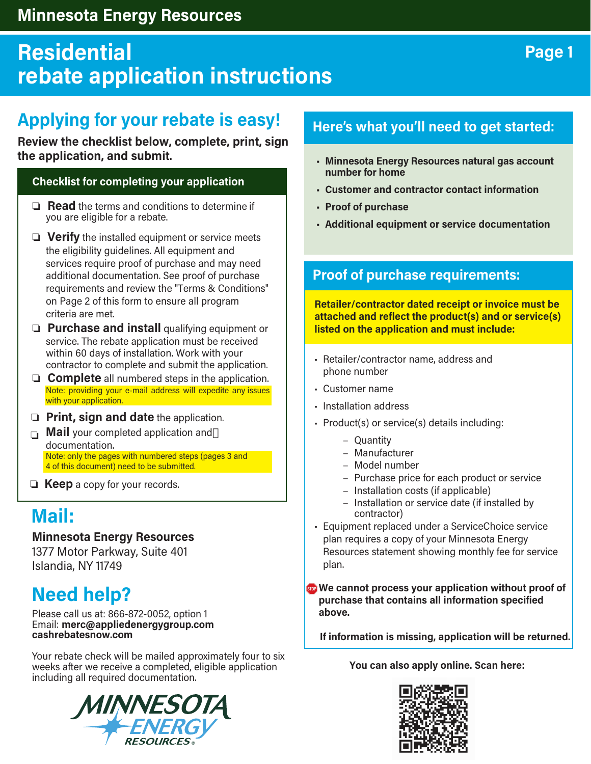# Minnesota Energy Resources

# Residential rebate application instructions

## Applying for your rebate is easy!

**Review the checklist below, complete, print, sign the application, and submit.**

### Checklist for completing your application

- ❏ **Read** the terms and conditions to determine if you are eligible for a rebate.
- ❏ **Verify** the installed equipment or service meets the eligibility guidelines. All equipment and services require proof of purchase and may need additional documentation. See proof of purchase requirements and review the "Terms & Conditions" on Page 2 of this form to ensure all program criteria are met.
- ❏ **Purchase and install** qualifying equipment or service. The rebate application must be received within 60 days of installation. Work with your contractor to complete and submit the application.
- ❏ **Complete** all numbered steps in the application.
  Note: providing your e-mail address will expedite any issues with your application.
- ❏ **Print, sign and date** the application.
- ❏ **Mail** your completed application and documentation.
  Note: only the pages with numbered steps (pages 3 and 4 of this document) need to be submitted.
- ❏ **Keep** a copy for your records.

## Mail:

**Minnesota Energy Resources**
1377 Motor Parkway, Suite 401
Islandia, NY 11749

## Need help?

Please call us at: 866-872-0052, option 1
Email: **merc@appliedenergygroup.com**
**cashrebatesnow.com**

Your rebate check will be mailed approximately four to six weeks after we receive a completed, eligible application including all required documentation.

### Here's what you'll need to get started:

- **Minnesota Energy Resources natural gas account number for home**
- **Customer and contractor contact information**
- **Proof of purchase**
- **Additional equipment or service documentation**

### Proof of purchase requirements:

**Retailer/contractor dated receipt or invoice must be attached and reflect the product(s) and or service(s) listed on the application and must include:**

- Retailer/contractor name, address and phone number
- Customer name
- Installation address
- Product(s) or service(s) details including:
  - Quantity
  - Manufacturer
  - Model number
  - Purchase price for each product or service
  - Installation costs (if applicable)
  - Installation or service date (if installed by contractor)
- Equipment replaced under a ServiceChoice service plan requires a copy of your Minnesota Energy Resources statement showing monthly fee for service plan.

**We cannot process your application without proof of purchase that contains all information specified above.**

**If information is missing, application will be returned.**

**You can also apply online. Scan here:**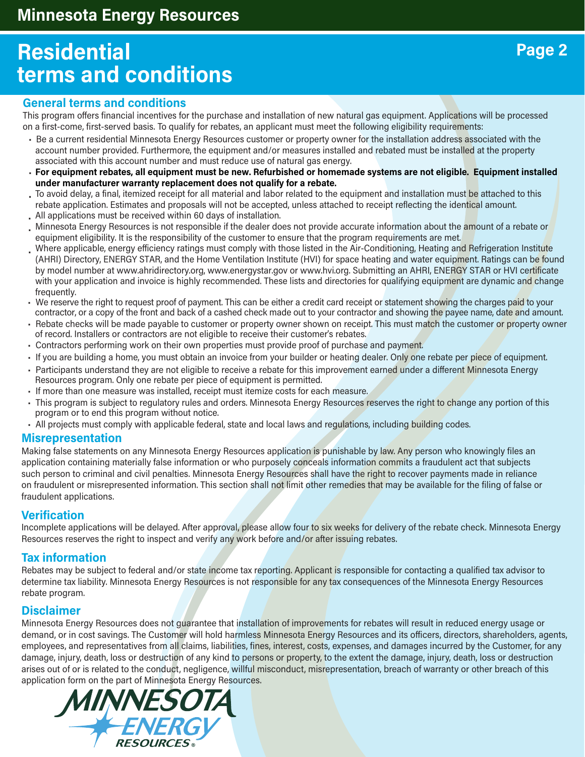# Residential terms and conditions

## General terms and conditions

This program offers financial incentives for the purchase and installation of new natural gas equipment. Applications will be processed on a first-come, first-served basis. To qualify for rebates, an applicant must meet the following eligibility requirements:

- Be a current residential Minnesota Energy Resources customer or property owner for the installation address associated with the account number provided. Furthermore, the equipment and/or measures installed and rebated must be installed at the property associated with this account number and must reduce use of natural gas energy.
- **For equipment rebates, all equipment must be new. Refurbished or homemade systems are not eligible. Equipment installed under manufacturer warranty replacement does not qualify for a rebate.**
- To avoid delay, a final, itemized receipt for all material and labor related to the equipment and installation must be attached to this rebate application. Estimates and proposals will not be accepted, unless attached to receipt reflecting the identical amount.
- All applications must be received within 60 days of installation.
- Minnesota Energy Resources is not responsible if the dealer does not provide accurate information about the amount of a rebate or equipment eligibility. It is the responsibility of the customer to ensure that the program requirements are met.
- Where applicable, energy efficiency ratings must comply with those listed in the Air-Conditioning, Heating and Refrigeration Institute (AHRI) Directory, ENERGY STAR, and the Home Ventilation Institute (HVI) for space heating and water equipment. Ratings can be found by model number at www.ahridirectory.org, www.energystar.gov or www.hvi.org. Submitting an AHRI, ENERGY STAR or HVI certificate with your application and invoice is highly recommended. These lists and directories for qualifying equipment are dynamic and change frequently.
- We reserve the right to request proof of payment. This can be either a credit card receipt or statement showing the charges paid to your contractor, or a copy of the front and back of a cashed check made out to your contractor and showing the payee name, date and amount.
- Rebate checks will be made payable to customer or property owner shown on receipt. This must match the customer or property owner of record. Installers or contractors are not eligible to receive their customer's rebates.
- Contractors performing work on their own properties must provide proof of purchase and payment.
- If you are building a home, you must obtain an invoice from your builder or heating dealer. Only one rebate per piece of equipment.
- Participants understand they are not eligible to receive a rebate for this improvement earned under a different Minnesota Energy Resources program. Only one rebate per piece of equipment is permitted.
- If more than one measure was installed, receipt must itemize costs for each measure.
- This program is subject to regulatory rules and orders. Minnesota Energy Resources reserves the right to change any portion of this program or to end this program without notice.
- All projects must comply with applicable federal, state and local laws and regulations, including building codes.

## Misrepresentation

Making false statements on any Minnesota Energy Resources application is punishable by law. Any person who knowingly files an application containing materially false information or who purposely conceals information commits a fraudulent act that subjects such person to criminal and civil penalties. Minnesota Energy Resources shall have the right to recover payments made in reliance on fraudulent or misrepresented information. This section shall not limit other remedies that may be available for the filing of false or fraudulent applications.

## Verification

Incomplete applications will be delayed. After approval, please allow four to six weeks for delivery of the rebate check. Minnesota Energy Resources reserves the right to inspect and verify any work before and/or after issuing rebates.

## Tax information

Rebates may be subject to federal and/or state income tax reporting. Applicant is responsible for contacting a qualified tax advisor to determine tax liability. Minnesota Energy Resources is not responsible for any tax consequences of the Minnesota Energy Resources rebate program.

## Disclaimer

Minnesota Energy Resources does not guarantee that installation of improvements for rebates will result in reduced energy usage or demand, or in cost savings. The Customer will hold harmless Minnesota Energy Resources and its officers, directors, shareholders, agents, employees, and representatives from all claims, liabilities, fines, interest, costs, expenses, and damages incurred by the Customer, for any damage, injury, death, loss or destruction of any kind to persons or property, to the extent the damage, injury, death, loss or destruction arises out of or is related to the conduct, negligence, willful misconduct, misrepresentation, breach of warranty or other breach of this application form on the part of Minnesota Energy Resources.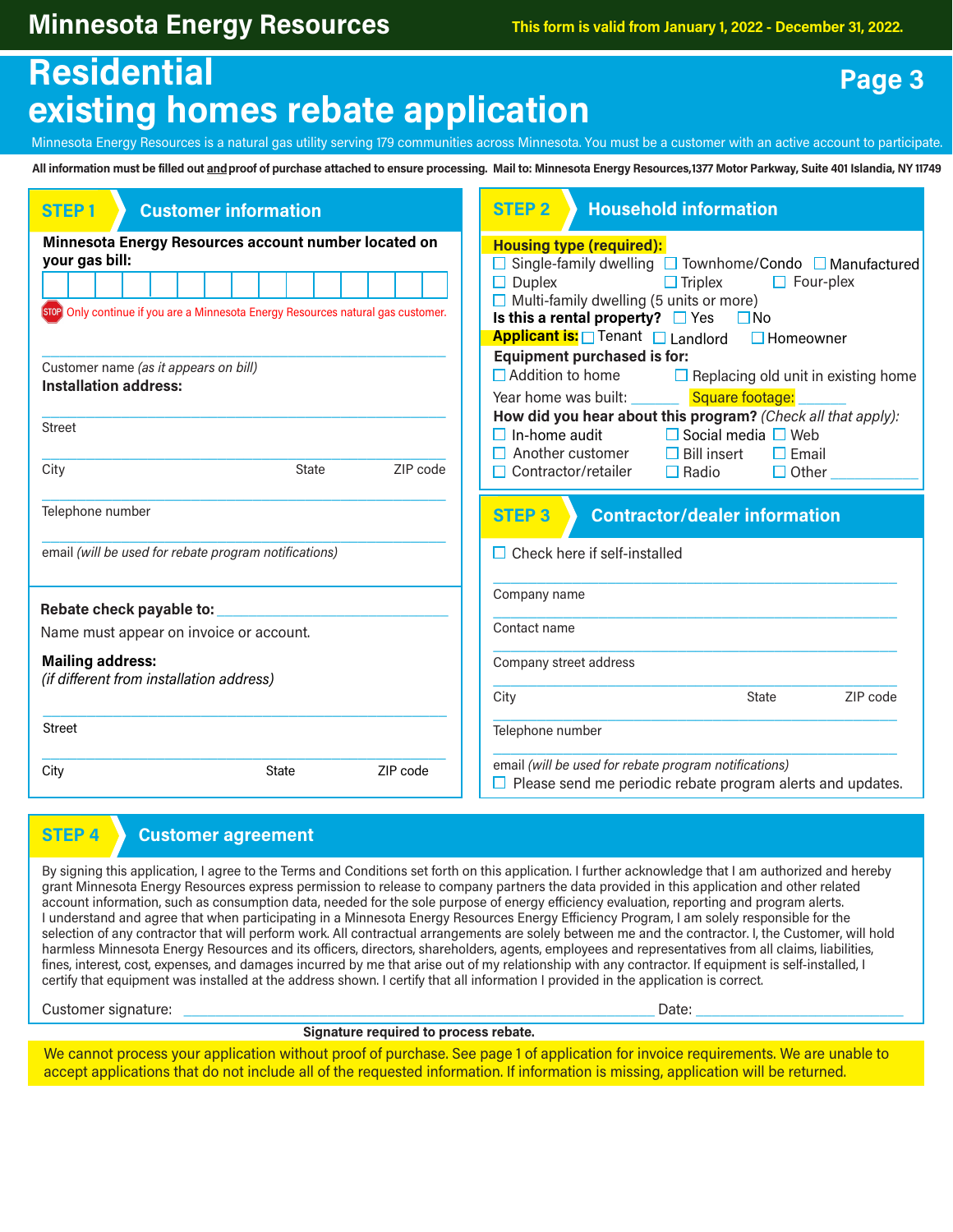# Minnesota Energy Resources

**This form is valid from January 1, 2022 - December 31, 2022.**

# Residential existing homes rebate application

Minnesota Energy Resources is a natural gas utility serving 179 communities across Minnesota. You must be a customer with an active account to participate.

**All information must be filled out and proof of purchase attached to ensure processing. Mail to: Minnesota Energy Resources,1377 Motor Parkway, Suite 401 Islandia, NY 11749**

## STEP 1 Customer information

**Minnesota Energy Resources account number located on your gas bill:**

| | | | | | | | | | | | | | | |
|---|---|---|---|---|---|---|---|---|---|---|---|---|---|---|

STOP Only continue if you are a Minnesota Energy Resources natural gas customer.

Customer name *(as it appears on bill)* \_\_\_\_\_\_\_\_\_\_\_\_\_\_\_\_

**Installation address:**

Street \_\_\_\_\_\_\_\_\_\_\_\_\_\_\_\_

City \_\_\_\_\_\_\_\_ State \_\_\_\_ ZIP code \_\_\_\_

Telephone number \_\_\_\_\_\_\_\_\_\_\_\_\_\_\_\_

email *(will be used for rebate program notifications)* \_\_\_\_\_\_\_\_\_\_\_\_\_\_\_\_

**Rebate check payable to:** \_\_\_\_\_\_\_\_\_\_\_\_\_\_\_\_

Name must appear on invoice or account.

**Mailing address:**
*(if different from installation address)*

Street \_\_\_\_\_\_\_\_\_\_\_\_\_\_\_\_

City \_\_\_\_\_\_\_\_ State \_\_\_\_ ZIP code \_\_\_\_

## STEP 2 Household information

**Housing type (required):**
- ☐ Single-family dwelling
- ☐ Townhome/Condo
- ☐ Manufactured
- ☐ Duplex
- ☐ Triplex
- ☐ Four-plex
- ☐ Multi-family dwelling (5 units or more)

**Is this a rental property?** ☐ Yes ☐ No

**Applicant is:** ☐ Tenant ☐ Landlord ☐ Homeowner

**Equipment purchased is for:**
- ☐ Addition to home
- ☐ Replacing old unit in existing home

Year home was built: \_\_\_\_\_\_ Square footage: \_\_\_\_\_\_

**How did you hear about this program?** *(Check all that apply):*
- ☐ In-home audit
- ☐ Social media
- ☐ Web
- ☐ Another customer
- ☐ Bill insert
- ☐ Email
- ☐ Contractor/retailer
- ☐ Radio
- ☐ Other \_\_\_\_\_\_\_\_\_\_

## STEP 3 Contractor/dealer information

☐ Check here if self-installed

Company name \_\_\_\_\_\_\_\_\_\_\_\_\_\_\_\_

Contact name \_\_\_\_\_\_\_\_\_\_\_\_\_\_\_\_

Company street address \_\_\_\_\_\_\_\_\_\_\_\_\_\_\_\_

City \_\_\_\_\_\_\_\_ State \_\_\_\_ ZIP code \_\_\_\_

Telephone number \_\_\_\_\_\_\_\_\_\_\_\_\_\_\_\_

email *(will be used for rebate program notifications)* \_\_\_\_\_\_\_\_\_\_\_\_\_\_\_\_

☐ Please send me periodic rebate program alerts and updates.

## STEP 4 Customer agreement

By signing this application, I agree to the Terms and Conditions set forth on this application. I further acknowledge that I am authorized and hereby grant Minnesota Energy Resources express permission to release to company partners the data provided in this application and other related account information, such as consumption data, needed for the sole purpose of energy efficiency evaluation, reporting and program alerts. I understand and agree that when participating in a Minnesota Energy Resources Energy Efficiency Program, I am solely responsible for the selection of any contractor that will perform work. All contractual arrangements are solely between me and the contractor. I, the Customer, will hold harmless Minnesota Energy Resources and its officers, directors, shareholders, agents, employees and representatives from all claims, liabilities, fines, interest, cost, expenses, and damages incurred by me that arise out of my relationship with any contractor. If equipment is self-installed, I certify that equipment was installed at the address shown. I certify that all information I provided in the application is correct.

Customer signature: \_\_\_\_\_\_\_\_\_\_\_\_\_\_\_\_\_\_\_\_\_\_\_\_ Date: \_\_\_\_\_\_\_\_\_\_\_\_

**Signature required to process rebate.**

We cannot process your application without proof of purchase. See page 1 of application for invoice requirements. We are unable to accept applications that do not include all of the requested information. If information is missing, application will be returned.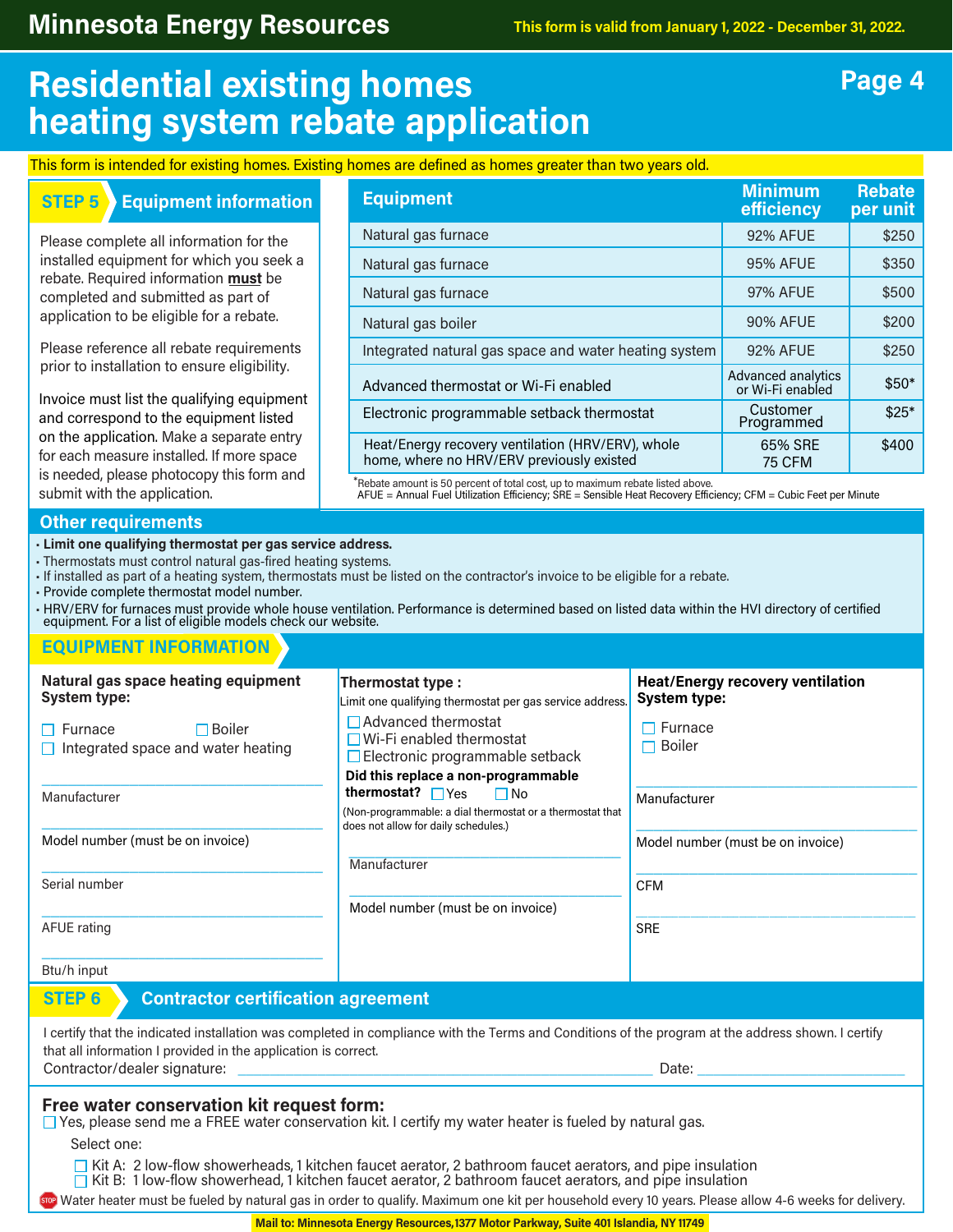Minnesota Energy Resources

This form is valid from January 1, 2022 - December 31, 2022.

# Residential existing homes heating system rebate application

This form is intended for existing homes. Existing homes are defined as homes greater than two years old.

## STEP 5 Equipment information

Please complete all information for the installed equipment for which you seek a rebate. Required information **must** be completed and submitted as part of application to be eligible for a rebate.

Please reference all rebate requirements prior to installation to ensure eligibility.

Invoice must list the qualifying equipment and correspond to the equipment listed on the application. Make a separate entry for each measure installed. If more space is needed, please photocopy this form and submit with the application.

| Equipment | Minimum efficiency | Rebate per unit |
|---|---|---|
| Natural gas furnace | 92% AFUE | $250 |
| Natural gas furnace | 95% AFUE | $350 |
| Natural gas furnace | 97% AFUE | $500 |
| Natural gas boiler | 90% AFUE | $200 |
| Integrated natural gas space and water heating system | 92% AFUE | $250 |
| Advanced thermostat or Wi-Fi enabled | Advanced analytics or Wi-Fi enabled | $50* |
| Electronic programmable setback thermostat | Customer Programmed | $25* |
| Heat/Energy recovery ventilation (HRV/ERV), whole home, where no HRV/ERV previously existed | 65% SRE 75 CFM | $400 |

*Rebate amount is 50 percent of total cost, up to maximum rebate listed above.
AFUE = Annual Fuel Utilization Efficiency; SRE = Sensible Heat Recovery Efficiency; CFM = Cubic Feet per Minute

## Other requirements

- **Limit one qualifying thermostat per gas service address.**
- Thermostats must control natural gas-fired heating systems.
- If installed as part of a heating system, thermostats must be listed on the contractor's invoice to be eligible for a rebate.
- Provide complete thermostat model number.
- HRV/ERV for furnaces must provide whole house ventilation. Performance is determined based on listed data within the HVI directory of certified equipment. For a list of eligible models check our website.

## EQUIPMENT INFORMATION

**Natural gas space heating equipment System type:**

☐ Furnace ☐ Boiler
☐ Integrated space and water heating

Manufacturer: ____________________

Model number (must be on invoice): ____________________

Serial number: ____________________

AFUE rating: ____________________

Btu/h input: ____________________

**Thermostat type :**

Limit one qualifying thermostat per gas service address.

☐ Advanced thermostat
☐ Wi-Fi enabled thermostat
☐ Electronic programmable setback

**Did this replace a non-programmable thermostat?** ☐ Yes ☐ No

(Non-programmable: a dial thermostat or a thermostat that does not allow for daily schedules.)

Manufacturer: ____________________

Model number (must be on invoice): ____________________

**Heat/Energy recovery ventilation System type:**

☐ Furnace
☐ Boiler

Manufacturer: ____________________

Model number (must be on invoice): ____________________

CFM: ____________________

SRE: ____________________

## STEP 6 Contractor certification agreement

I certify that the indicated installation was completed in compliance with the Terms and Conditions of the program at the address shown. I certify that all information I provided in the application is correct.

Contractor/dealer signature: ____________________ Date: ____________________

## Free water conservation kit request form:

☐ Yes, please send me a FREE water conservation kit. I certify my water heater is fueled by natural gas.

Select one:

☐ Kit A: 2 low-flow showerheads, 1 kitchen faucet aerator, 2 bathroom faucet aerators, and pipe insulation
☐ Kit B: 1 low-flow showerhead, 1 kitchen faucet aerator, 2 bathroom faucet aerators, and pipe insulation

STOP Water heater must be fueled by natural gas in order to qualify. Maximum one kit per household every 10 years. Please allow 4-6 weeks for delivery.

**Mail to: Minnesota Energy Resources, 1377 Motor Parkway, Suite 401 Islandia, NY 11749**